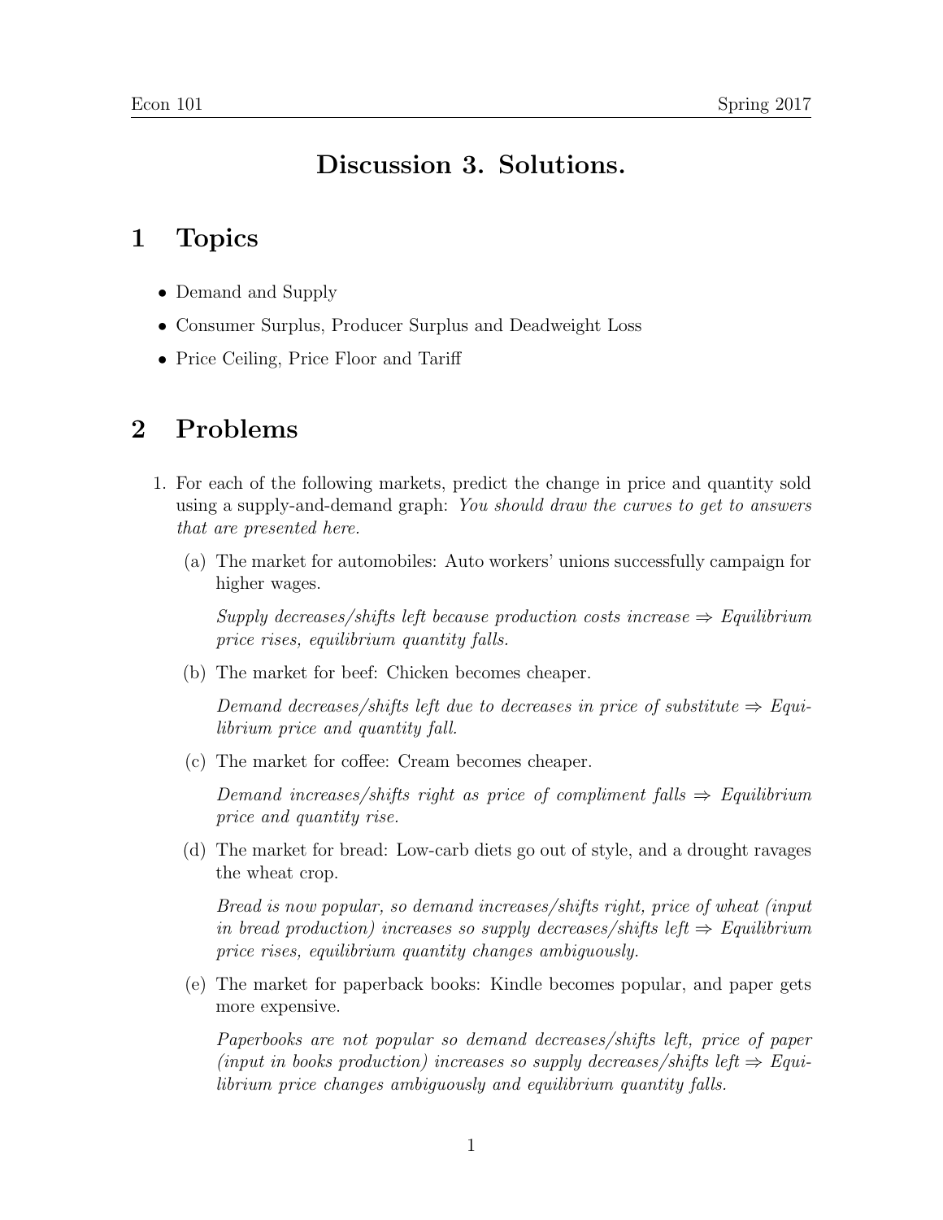# Discussion 3. Solutions.

## 1 Topics

- Demand and Supply
- Consumer Surplus, Producer Surplus and Deadweight Loss
- Price Ceiling, Price Floor and Tariff

## 2 Problems

1. For each of the following markets, predict the change in price and quantity sold using a supply-and-demand graph: *You should draw the curves to get to answers that are presented here.*

   (a) The market for automobiles: Auto workers' unions successfully campaign for higher wages.

   *Supply decreases/shifts left because production costs increase ⇒ Equilibrium price rises, equilibrium quantity falls.*

   (b) The market for beef: Chicken becomes cheaper.

   *Demand decreases/shifts left due to decreases in price of substitute ⇒ Equilibrium price and quantity fall.*

   (c) The market for coffee: Cream becomes cheaper.

   *Demand increases/shifts right as price of compliment falls ⇒ Equilibrium price and quantity rise.*

   (d) The market for bread: Low-carb diets go out of style, and a drought ravages the wheat crop.

   *Bread is now popular, so demand increases/shifts right, price of wheat (input in bread production) increases so supply decreases/shifts left ⇒ Equilibrium price rises, equilibrium quantity changes ambiguously.*

   (e) The market for paperback books: Kindle becomes popular, and paper gets more expensive.

   *Paperbooks are not popular so demand decreases/shifts left, price of paper (input in books production) increases so supply decreases/shifts left ⇒ Equilibrium price changes ambiguously and equilibrium quantity falls.*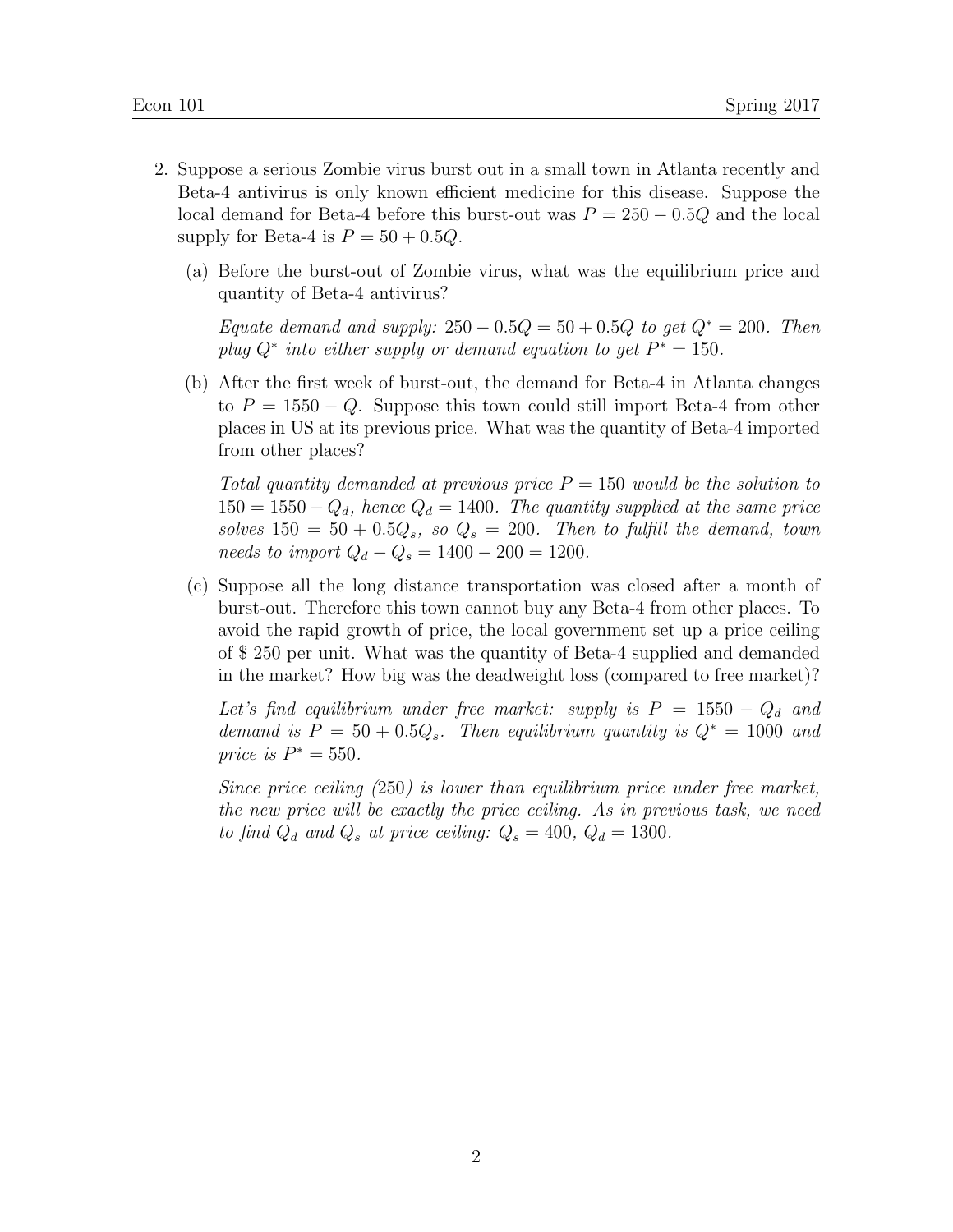2. Suppose a serious Zombie virus burst out in a small town in Atlanta recently and Beta-4 antivirus is only known efficient medicine for this disease. Suppose the local demand for Beta-4 before this burst-out was $P = 250 - 0.5Q$ and the local supply for Beta-4 is $P = 50 + 0.5Q$.

   (a) Before the burst-out of Zombie virus, what was the equilibrium price and quantity of Beta-4 antivirus?

   *Equate demand and supply:* $250 - 0.5Q = 50 + 0.5Q$ *to get* $Q^* = 200$. *Then plug* $Q^*$ *into either supply or demand equation to get* $P^* = 150$.

   (b) After the first week of burst-out, the demand for Beta-4 in Atlanta changes to $P = 1550 - Q$. Suppose this town could still import Beta-4 from other places in US at its previous price. What was the quantity of Beta-4 imported from other places?

   *Total quantity demanded at previous price* $P = 150$ *would be the solution to* $150 = 1550 - Q_d$, *hence* $Q_d = 1400$. *The quantity supplied at the same price solves* $150 = 50 + 0.5Q_s$, *so* $Q_s = 200$. *Then to fulfill the demand, town needs to import* $Q_d - Q_s = 1400 - 200 = 1200$.

   (c) Suppose all the long distance transportation was closed after a month of burst-out. Therefore this town cannot buy any Beta-4 from other places. To avoid the rapid growth of price, the local government set up a price ceiling of $ 250 per unit. What was the quantity of Beta-4 supplied and demanded in the market? How big was the deadweight loss (compared to free market)?

   *Let's find equilibrium under free market: supply is* $P = 1550 - Q_d$ *and demand is* $P = 50 + 0.5Q_s$. *Then equilibrium quantity is* $Q^* = 1000$ *and price is* $P^* = 550$.

   *Since price ceiling (*250*) is lower than equilibrium price under free market, the new price will be exactly the price ceiling. As in previous task, we need to find* $Q_d$ *and* $Q_s$ *at price ceiling:* $Q_s = 400$, $Q_d = 1300$.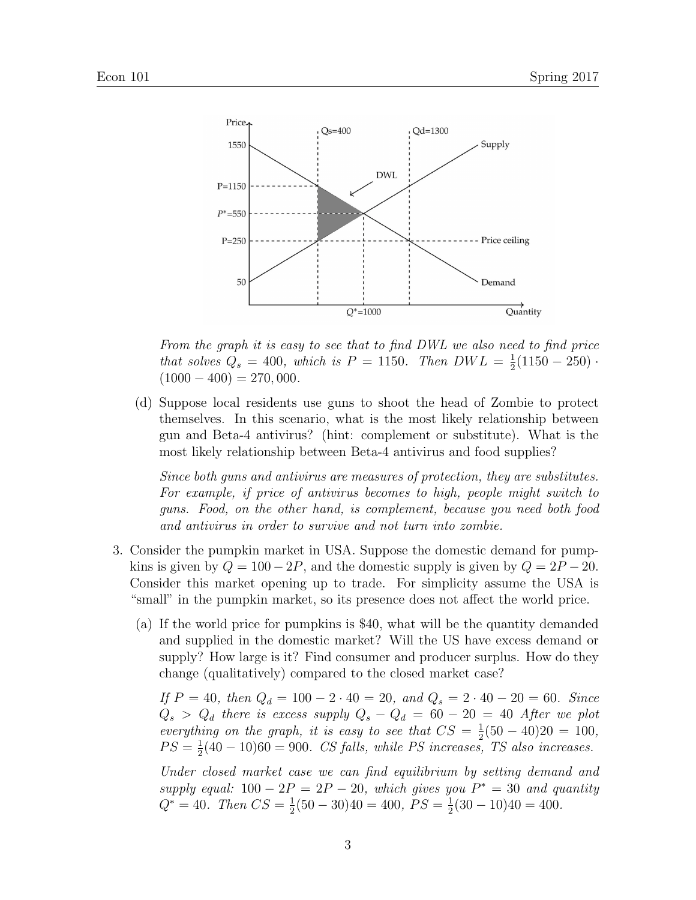*From the graph it is easy to see that to find DWL we also need to find price that solves $Q_s = 400$, which is $P = 1150$. Then $DWL = \frac{1}{2}(1150 - 250) \cdot (1000 - 400) = 270,000$.*

(d) Suppose local residents use guns to shoot the head of Zombie to protect themselves. In this scenario, what is the most likely relationship between gun and Beta-4 antivirus? (hint: complement or substitute). What is the most likely relationship between Beta-4 antivirus and food supplies?

*Since both guns and antivirus are measures of protection, they are substitutes. For example, if price of antivirus becomes to high, people might switch to guns. Food, on the other hand, is complement, because you need both food and antivirus in order to survive and not turn into zombie.*

3. Consider the pumpkin market in USA. Suppose the domestic demand for pumpkins is given by $Q = 100 - 2P$, and the domestic supply is given by $Q = 2P - 20$. Consider this market opening up to trade. For simplicity assume the USA is "small" in the pumpkin market, so its presence does not affect the world price.

   (a) If the world price for pumpkins is \$40, what will be the quantity demanded and supplied in the domestic market? Will the US have excess demand or supply? How large is it? Find consumer and producer surplus. How do they change (qualitatively) compared to the closed market case?

   *If $P = 40$, then $Q_d = 100 - 2 \cdot 40 = 20$, and $Q_s = 2 \cdot 40 - 20 = 60$. Since $Q_s > Q_d$ there is excess supply $Q_s - Q_d = 60 - 20 = 40$ After we plot everything on the graph, it is easy to see that $CS = \frac{1}{2}(50 - 40)20 = 100$, $PS = \frac{1}{2}(40 - 10)60 = 900$. CS falls, while PS increases, TS also increases.*

   *Under closed market case we can find equilibrium by setting demand and supply equal: $100 - 2P = 2P - 20$, which gives you $P^* = 30$ and quantity $Q^* = 40$. Then $CS = \frac{1}{2}(50 - 30)40 = 400$, $PS = \frac{1}{2}(30 - 10)40 = 400$.*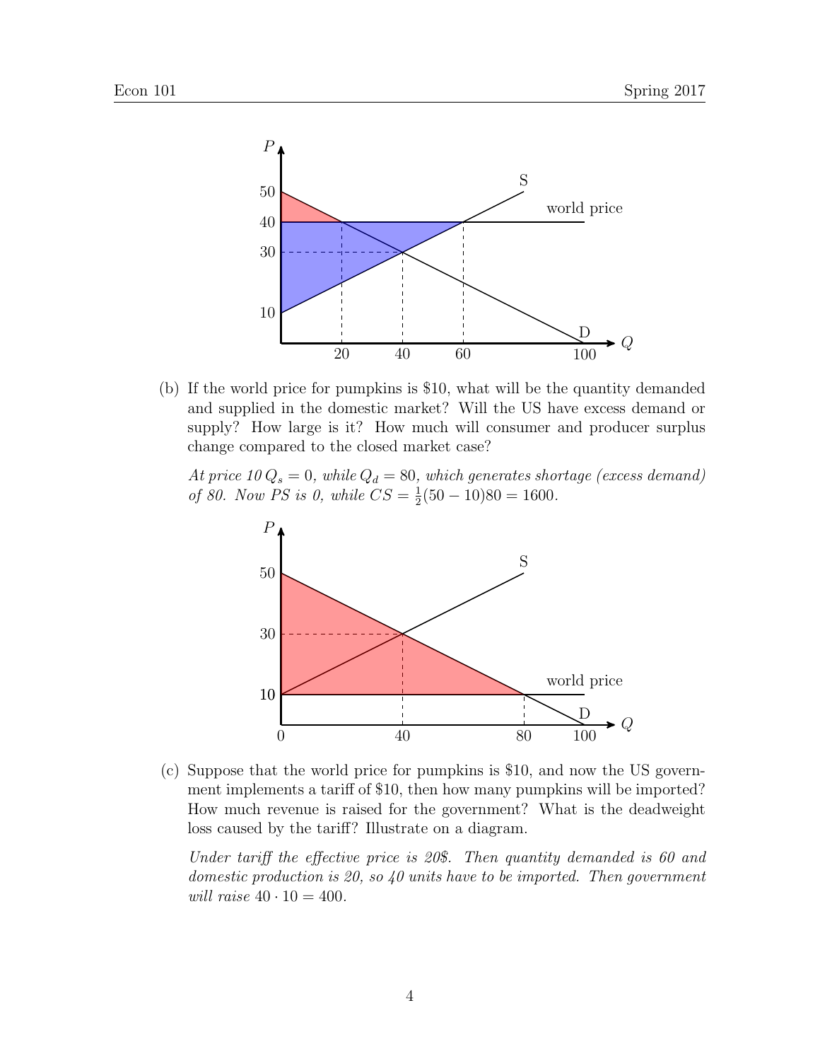(b) If the world price for pumpkins is \$10, what will be the quantity demanded and supplied in the domestic market? Will the US have excess demand or supply? How large is it? How much will consumer and producer surplus change compared to the closed market case?

*At price 10 $Q_s = 0$, while $Q_d = 80$, which generates shortage (excess demand) of 80. Now PS is 0, while $CS = \frac{1}{2}(50 - 10)80 = 1600$.*

(c) Suppose that the world price for pumpkins is \$10, and now the US government implements a tariff of \$10, then how many pumpkins will be imported? How much revenue is raised for the government? What is the deadweight loss caused by the tariff? Illustrate on a diagram.

*Under tariff the effective price is 20\$. Then quantity demanded is 60 and domestic production is 20, so 40 units have to be imported. Then government will raise $40 \cdot 10 = 400$.*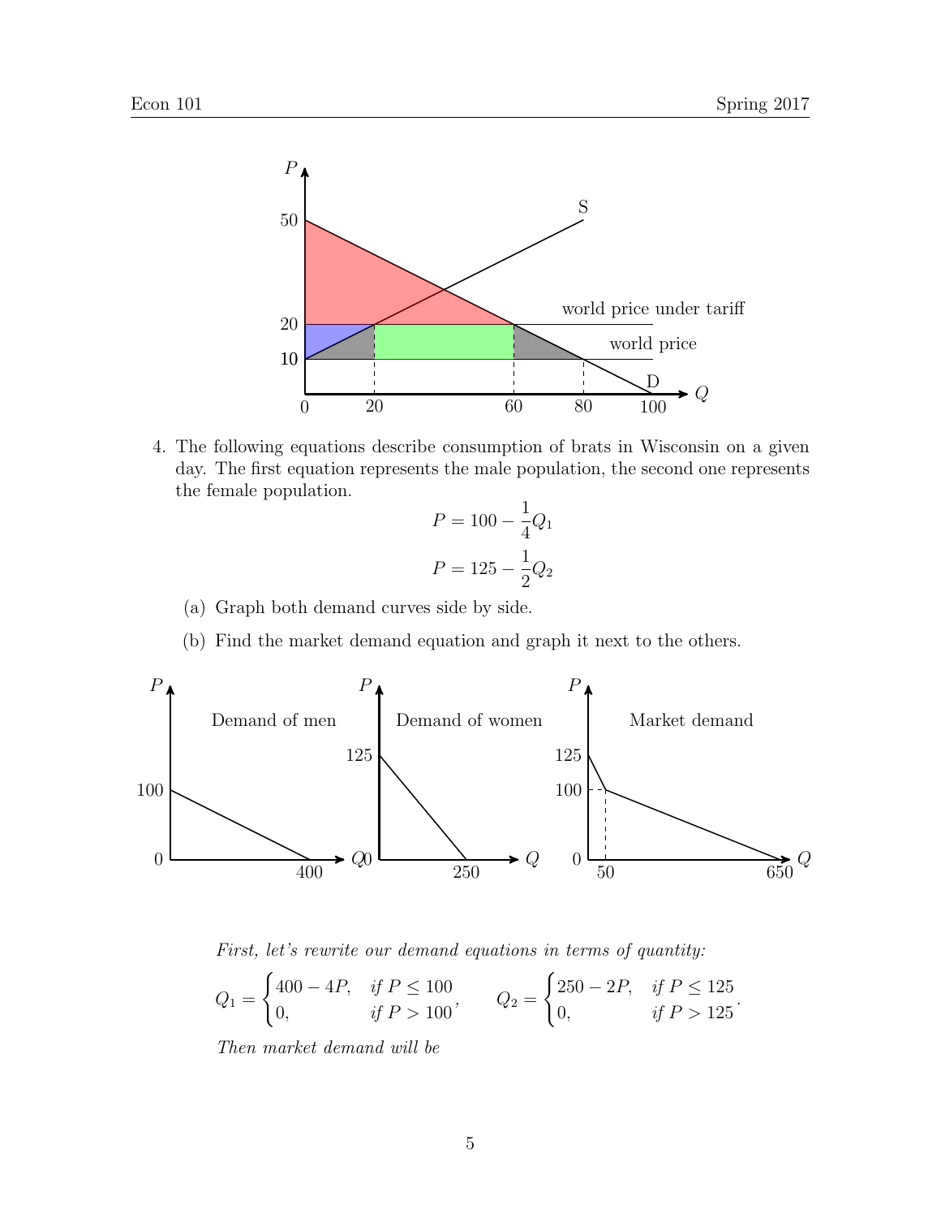4. The following equations describe consumption of brats in Wisconsin on a given day. The first equation represents the male population, the second one represents the female population.

$$P = 100 - \frac{1}{4}Q_1$$

$$P = 125 - \frac{1}{2}Q_2$$

(a) Graph both demand curves side by side.

(b) Find the market demand equation and graph it next to the others.

*First, let's rewrite our demand equations in terms of quantity:*

$$Q_1 = \begin{cases} 400 - 4P, & \text{if } P \leq 100 \\ 0, & \text{if } P > 100 \end{cases}, \qquad Q_2 = \begin{cases} 250 - 2P, & \text{if } P \leq 125 \\ 0, & \text{if } P > 125 \end{cases}.$$

*Then market demand will be*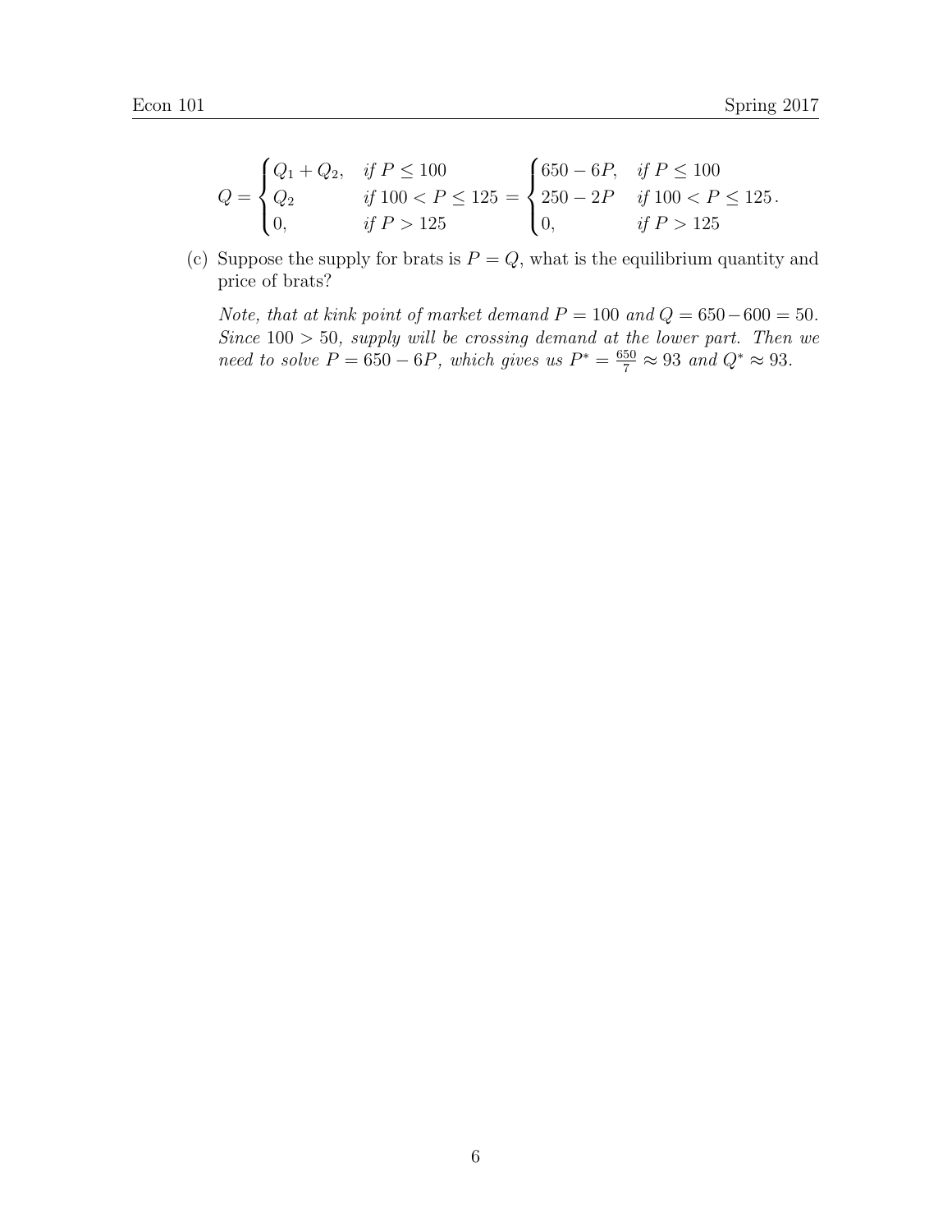$$Q = \begin{cases} Q_1 + Q_2, & \text{if } P \leq 100 \\ Q_2 & \text{if } 100 < P \leq 125 \\ 0, & \text{if } P > 125 \end{cases} = \begin{cases} 650 - 6P, & \text{if } P \leq 100 \\ 250 - 2P & \text{if } 100 < P \leq 125 \\ 0, & \text{if } P > 125 \end{cases}.$$

(c) Suppose the supply for brats is $P = Q$, what is the equilibrium quantity and price of brats?

*Note, that at kink point of market demand $P = 100$ and $Q = 650 - 600 = 50$. Since $100 > 50$, supply will be crossing demand at the lower part. Then we need to solve $P = 650 - 6P$, which gives us $P^* = \frac{650}{7} \approx 93$ and $Q^* \approx 93$.*